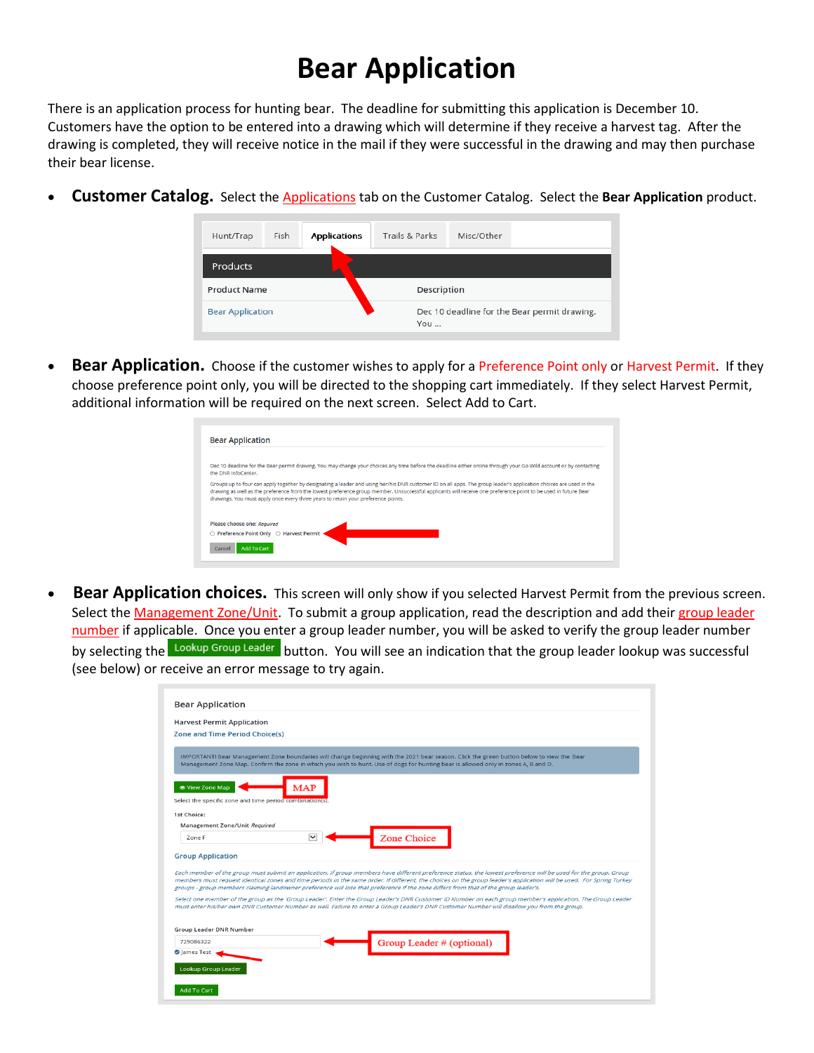# Bear Application

There is an application process for hunting bear. The deadline for submitting this application is December 10. Customers have the option to be entered into a drawing which will determine if they receive a harvest tag. After the drawing is completed, they will receive notice in the mail if they were successful in the drawing and may then purchase their bear license.

- **Customer Catalog.** Select the Applications tab on the Customer Catalog. Select the **Bear Application** product.

- **Bear Application.** Choose if the customer wishes to apply for a Preference Point only or Harvest Permit. If they choose preference point only, you will be directed to the shopping cart immediately. If they select Harvest Permit, additional information will be required on the next screen. Select Add to Cart.

- **Bear Application choices.** This screen will only show if you selected Harvest Permit from the previous screen. Select the Management Zone/Unit. To submit a group application, read the description and add their group leader number if applicable. Once you enter a group leader number, you will be asked to verify the group leader number by selecting the Lookup Group Leader button. You will see an indication that the group leader lookup was successful (see below) or receive an error message to try again.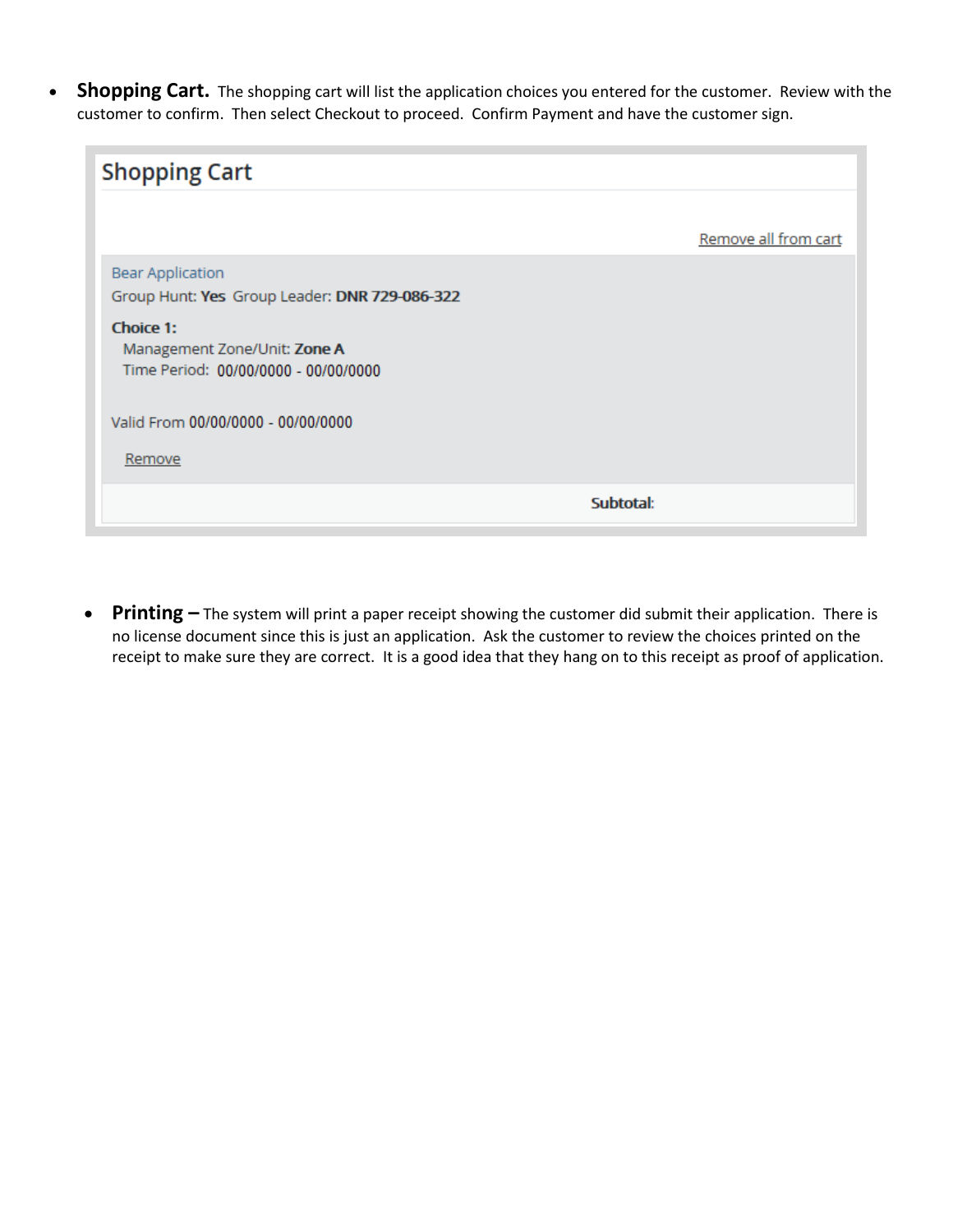- **Shopping Cart.** The shopping cart will list the application choices you entered for the customer. Review with the customer to confirm. Then select Checkout to proceed. Confirm Payment and have the customer sign.

Shopping Cart

Remove all from cart

Bear Application
Group Hunt: **Yes** Group Leader: **DNR 729-086-322**

**Choice 1:**
Management Zone/Unit: **Zone A**
Time Period: 00/00/0000 - 00/00/0000

Valid From 00/00/0000 - 00/00/0000

Remove

**Subtotal:**

- **Printing –** The system will print a paper receipt showing the customer did submit their application. There is no license document since this is just an application. Ask the customer to review the choices printed on the receipt to make sure they are correct. It is a good idea that they hang on to this receipt as proof of application.